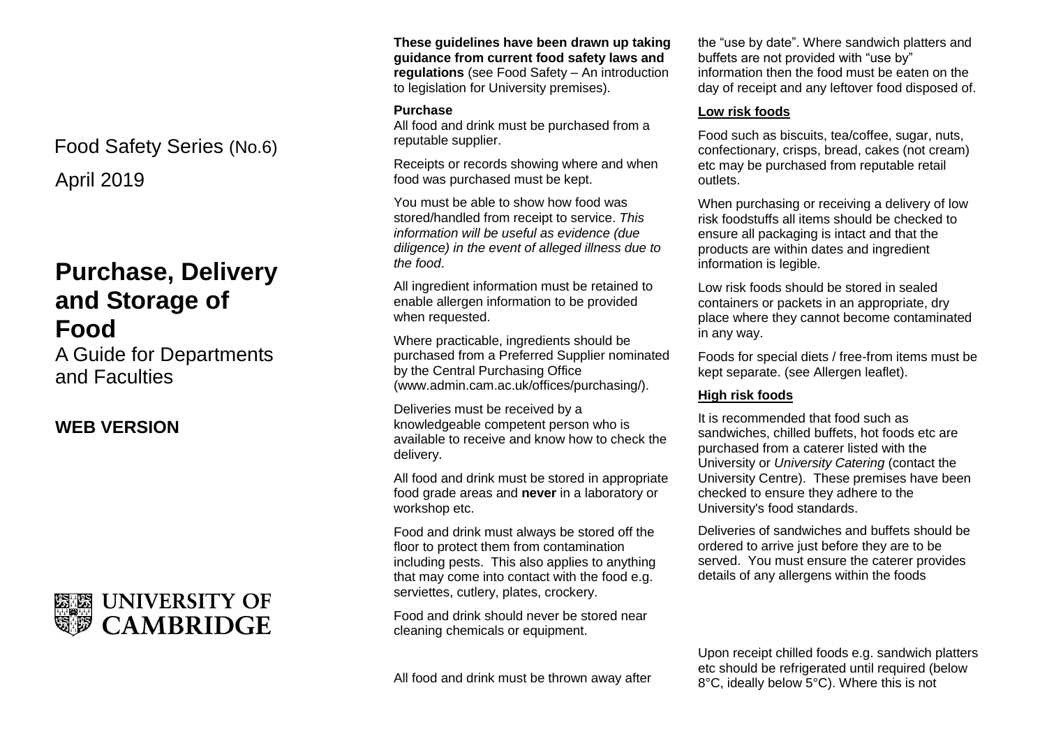Food Safety Series (No.6)

April 2019

# Purchase, Delivery and Storage of Food

A Guide for Departments and Faculties

## WEB VERSION

UNIVERSITY OF CAMBRIDGE

**These guidelines have been drawn up taking guidance from current food safety laws and regulations** (see Food Safety – An introduction to legislation for University premises).

### Purchase

All food and drink must be purchased from a reputable supplier.

Receipts or records showing where and when food was purchased must be kept.

You must be able to show how food was stored/handled from receipt to service. *This information will be useful as evidence (due diligence) in the event of alleged illness due to the food*.

All ingredient information must be retained to enable allergen information to be provided when requested.

Where practicable, ingredients should be purchased from a Preferred Supplier nominated by the Central Purchasing Office (www.admin.cam.ac.uk/offices/purchasing/).

Deliveries must be received by a knowledgeable competent person who is available to receive and know how to check the delivery.

All food and drink must be stored in appropriate food grade areas and **never** in a laboratory or workshop etc.

Food and drink must always be stored off the floor to protect them from contamination including pests. This also applies to anything that may come into contact with the food e.g. serviettes, cutlery, plates, crockery.

Food and drink should never be stored near cleaning chemicals or equipment.

All food and drink must be thrown away after the "use by date". Where sandwich platters and buffets are not provided with "use by" information then the food must be eaten on the day of receipt and any leftover food disposed of.

### Low risk foods

Food such as biscuits, tea/coffee, sugar, nuts, confectionary, crisps, bread, cakes (not cream) etc may be purchased from reputable retail outlets.

When purchasing or receiving a delivery of low risk foodstuffs all items should be checked to ensure all packaging is intact and that the products are within dates and ingredient information is legible.

Low risk foods should be stored in sealed containers or packets in an appropriate, dry place where they cannot become contaminated in any way.

Foods for special diets / free-from items must be kept separate. (see Allergen leaflet).

### High risk foods

It is recommended that food such as sandwiches, chilled buffets, hot foods etc are purchased from a caterer listed with the University or *University Catering* (contact the University Centre). These premises have been checked to ensure they adhere to the University's food standards.

Deliveries of sandwiches and buffets should be ordered to arrive just before they are to be served. You must ensure the caterer provides details of any allergens within the foods

Upon receipt chilled foods e.g. sandwich platters etc should be refrigerated until required (below 8°C, ideally below 5°C). Where this is not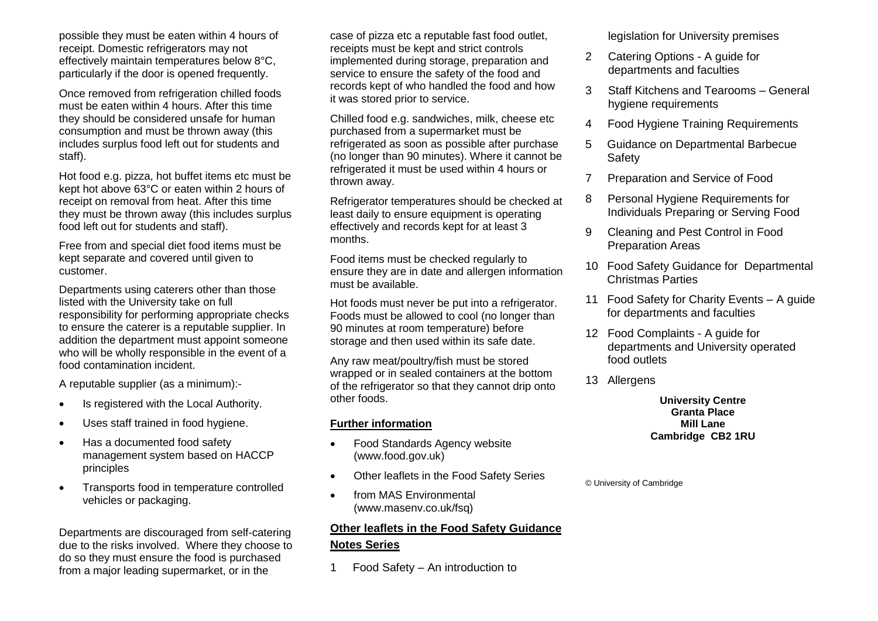possible they must be eaten within 4 hours of receipt. Domestic refrigerators may not effectively maintain temperatures below 8°C, particularly if the door is opened frequently.

Once removed from refrigeration chilled foods must be eaten within 4 hours. After this time they should be considered unsafe for human consumption and must be thrown away (this includes surplus food left out for students and staff).

Hot food e.g. pizza, hot buffet items etc must be kept hot above 63°C or eaten within 2 hours of receipt on removal from heat. After this time they must be thrown away (this includes surplus food left out for students and staff).

Free from and special diet food items must be kept separate and covered until given to customer.

Departments using caterers other than those listed with the University take on full responsibility for performing appropriate checks to ensure the caterer is a reputable supplier. In addition the department must appoint someone who will be wholly responsible in the event of a food contamination incident.

A reputable supplier (as a minimum):-

- Is registered with the Local Authority.
- Uses staff trained in food hygiene.
- Has a documented food safety management system based on HACCP principles
- Transports food in temperature controlled vehicles or packaging.

Departments are discouraged from self-catering due to the risks involved. Where they choose to do so they must ensure the food is purchased from a major leading supermarket, or in the case of pizza etc a reputable fast food outlet, receipts must be kept and strict controls implemented during storage, preparation and service to ensure the safety of the food and records kept of who handled the food and how it was stored prior to service.

Chilled food e.g. sandwiches, milk, cheese etc purchased from a supermarket must be refrigerated as soon as possible after purchase (no longer than 90 minutes). Where it cannot be refrigerated it must be used within 4 hours or thrown away.

Refrigerator temperatures should be checked at least daily to ensure equipment is operating effectively and records kept for at least 3 months.

Food items must be checked regularly to ensure they are in date and allergen information must be available.

Hot foods must never be put into a refrigerator. Foods must be allowed to cool (no longer than 90 minutes at room temperature) before storage and then used within its safe date.

Any raw meat/poultry/fish must be stored wrapped or in sealed containers at the bottom of the refrigerator so that they cannot drip onto other foods.

## Further information

- Food Standards Agency website (www.food.gov.uk)
- Other leaflets in the Food Safety Series
- from MAS Environmental (www.masenv.co.uk/fsq)

## Other leaflets in the Food Safety Guidance Notes Series

1. Food Safety – An introduction to legislation for University premises
2. Catering Options - A guide for departments and faculties
3. Staff Kitchens and Tearooms – General hygiene requirements
4. Food Hygiene Training Requirements
5. Guidance on Departmental Barbecue Safety
7. Preparation and Service of Food
8. Personal Hygiene Requirements for Individuals Preparing or Serving Food
9. Cleaning and Pest Control in Food Preparation Areas
10. Food Safety Guidance for Departmental Christmas Parties
11. Food Safety for Charity Events – A guide for departments and faculties
12. Food Complaints - A guide for departments and University operated food outlets
13. Allergens

**University Centre**
**Granta Place**
**Mill Lane**
**Cambridge CB2 1RU**

© University of Cambridge